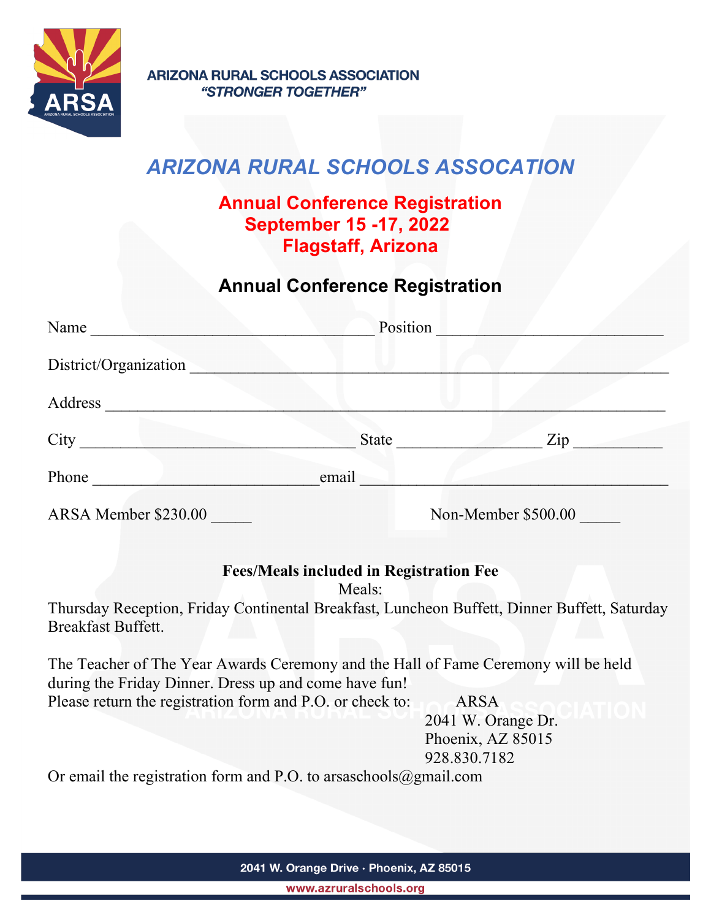**ARIZONA RURAL SCHOOLS ASSOCIATION**
***"STRONGER TOGETHER"***

# *ARIZONA RURAL SCHOOLS ASSOCATION*

## Annual Conference Registration
## September 15 -17, 2022
## Flagstaff, Arizona

## Annual Conference Registration

Name ___________________________________ Position ____________________________

District/Organization ____________________________________________________________

Address ____________________________________________________________________

City __________________________________ State _________________ Zip ___________

Phone ____________________________email ______________________________________

ARSA Member $230.00 _____ Non-Member $500.00 _____

**Fees/Meals included in Registration Fee**

Meals:

Thursday Reception, Friday Continental Breakfast, Luncheon Buffett, Dinner Buffett, Saturday Breakfast Buffett.

The Teacher of The Year Awards Ceremony and the Hall of Fame Ceremony will be held during the Friday Dinner. Dress up and come have fun!

Please return the registration form and P.O. or check to:

ARSA
2041 W. Orange Dr.
Phoenix, AZ 85015
928.830.7182

Or email the registration form and P.O. to arsaschools@gmail.com

2041 W. Orange Drive · Phoenix, AZ 85015
www.azruralschools.org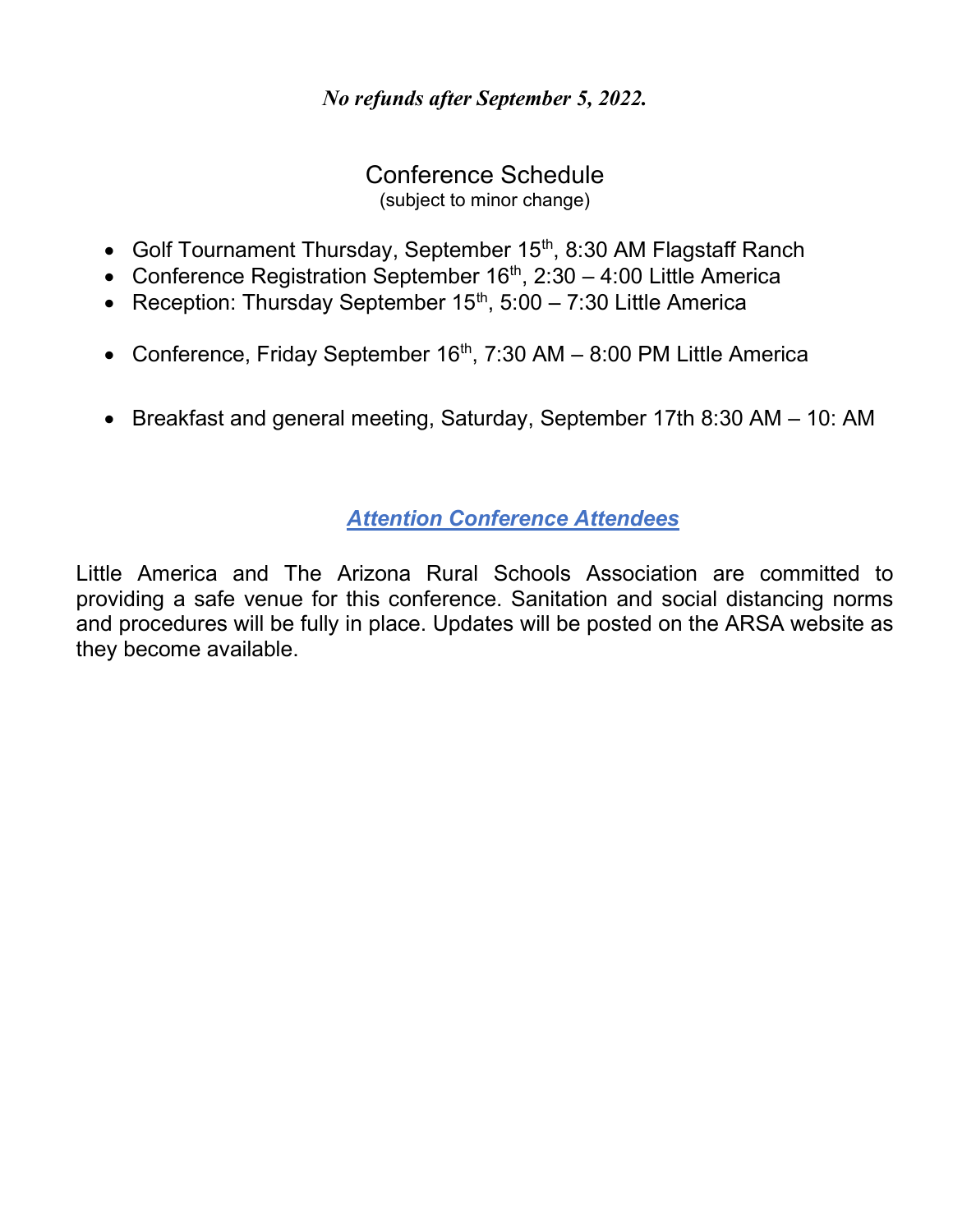***No refunds after September 5, 2022.***

## Conference Schedule

(subject to minor change)

- Golf Tournament Thursday, September 15th, 8:30 AM Flagstaff Ranch
- Conference Registration September 16th, 2:30 – 4:00 Little America
- Reception: Thursday September 15th, 5:00 – 7:30 Little America
- Conference, Friday September 16th, 7:30 AM – 8:00 PM Little America
- Breakfast and general meeting, Saturday, September 17th 8:30 AM – 10: AM

***Attention Conference Attendees***

Little America and The Arizona Rural Schools Association are committed to providing a safe venue for this conference. Sanitation and social distancing norms and procedures will be fully in place. Updates will be posted on the ARSA website as they become available.